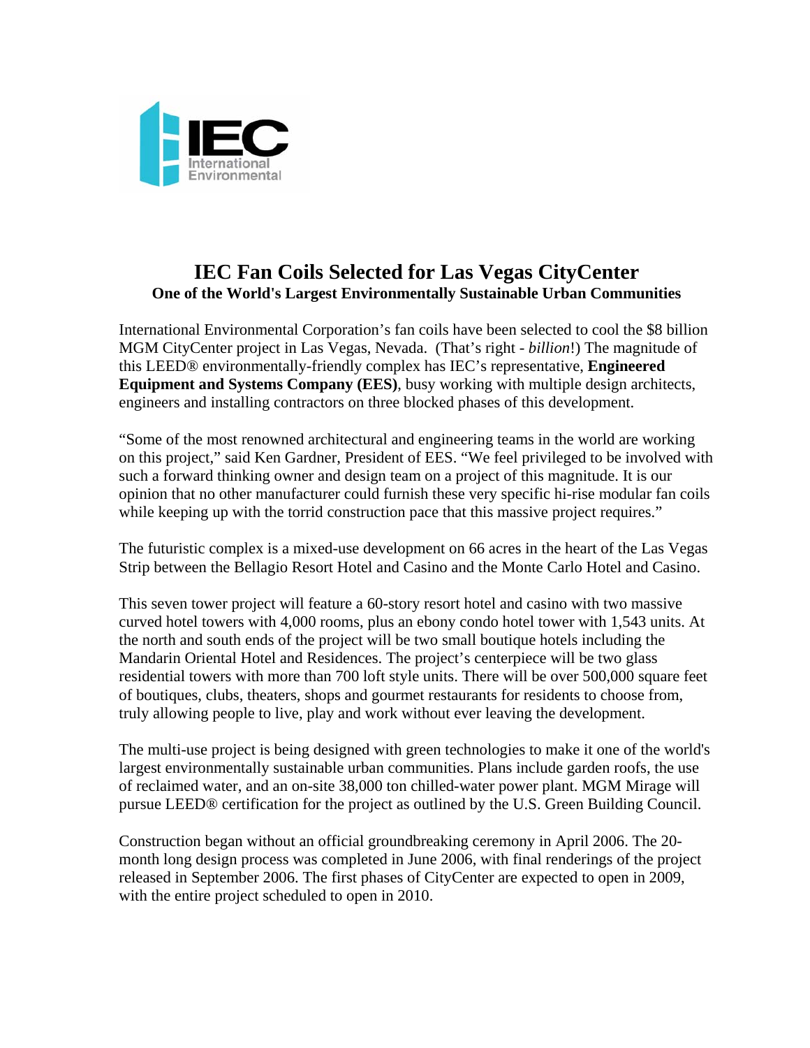IEC International Environmental

# IEC Fan Coils Selected for Las Vegas CityCenter

## One of the World's Largest Environmentally Sustainable Urban Communities

International Environmental Corporation's fan coils have been selected to cool the $8 billion MGM CityCenter project in Las Vegas, Nevada. (That's right - *billion*!) The magnitude of this LEED® environmentally-friendly complex has IEC's representative, **Engineered Equipment and Systems Company (EES)**, busy working with multiple design architects, engineers and installing contractors on three blocked phases of this development.

"Some of the most renowned architectural and engineering teams in the world are working on this project," said Ken Gardner, President of EES. "We feel privileged to be involved with such a forward thinking owner and design team on a project of this magnitude. It is our opinion that no other manufacturer could furnish these very specific hi-rise modular fan coils while keeping up with the torrid construction pace that this massive project requires."

The futuristic complex is a mixed-use development on 66 acres in the heart of the Las Vegas Strip between the Bellagio Resort Hotel and Casino and the Monte Carlo Hotel and Casino.

This seven tower project will feature a 60-story resort hotel and casino with two massive curved hotel towers with 4,000 rooms, plus an ebony condo hotel tower with 1,543 units. At the north and south ends of the project will be two small boutique hotels including the Mandarin Oriental Hotel and Residences. The project's centerpiece will be two glass residential towers with more than 700 loft style units. There will be over 500,000 square feet of boutiques, clubs, theaters, shops and gourmet restaurants for residents to choose from, truly allowing people to live, play and work without ever leaving the development.

The multi-use project is being designed with green technologies to make it one of the world's largest environmentally sustainable urban communities. Plans include garden roofs, the use of reclaimed water, and an on-site 38,000 ton chilled-water power plant. MGM Mirage will pursue LEED® certification for the project as outlined by the U.S. Green Building Council.

Construction began without an official groundbreaking ceremony in April 2006. The 20-month long design process was completed in June 2006, with final renderings of the project released in September 2006. The first phases of CityCenter are expected to open in 2009, with the entire project scheduled to open in 2010.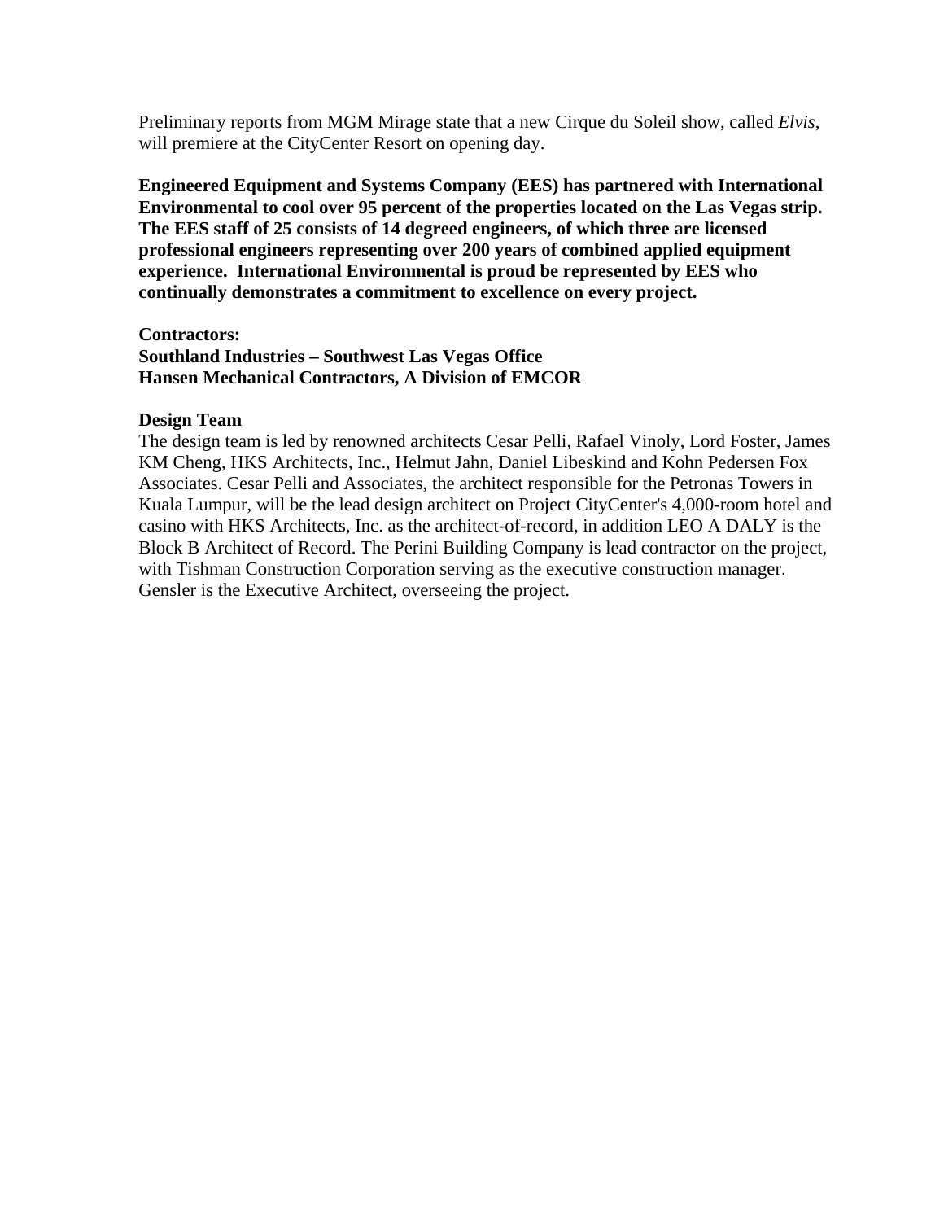Preliminary reports from MGM Mirage state that a new Cirque du Soleil show, called *Elvis*, will premiere at the CityCenter Resort on opening day.

**Engineered Equipment and Systems Company (EES) has partnered with International Environmental to cool over 95 percent of the properties located on the Las Vegas strip. The EES staff of 25 consists of 14 degreed engineers, of which three are licensed professional engineers representing over 200 years of combined applied equipment experience. International Environmental is proud be represented by EES who continually demonstrates a commitment to excellence on every project.**

**Contractors:**
**Southland Industries – Southwest Las Vegas Office**
**Hansen Mechanical Contractors, A Division of EMCOR**

**Design Team**

The design team is led by renowned architects Cesar Pelli, Rafael Vinoly, Lord Foster, James KM Cheng, HKS Architects, Inc., Helmut Jahn, Daniel Libeskind and Kohn Pedersen Fox Associates. Cesar Pelli and Associates, the architect responsible for the Petronas Towers in Kuala Lumpur, will be the lead design architect on Project CityCenter's 4,000-room hotel and casino with HKS Architects, Inc. as the architect-of-record, in addition LEO A DALY is the Block B Architect of Record. The Perini Building Company is lead contractor on the project, with Tishman Construction Corporation serving as the executive construction manager. Gensler is the Executive Architect, overseeing the project.